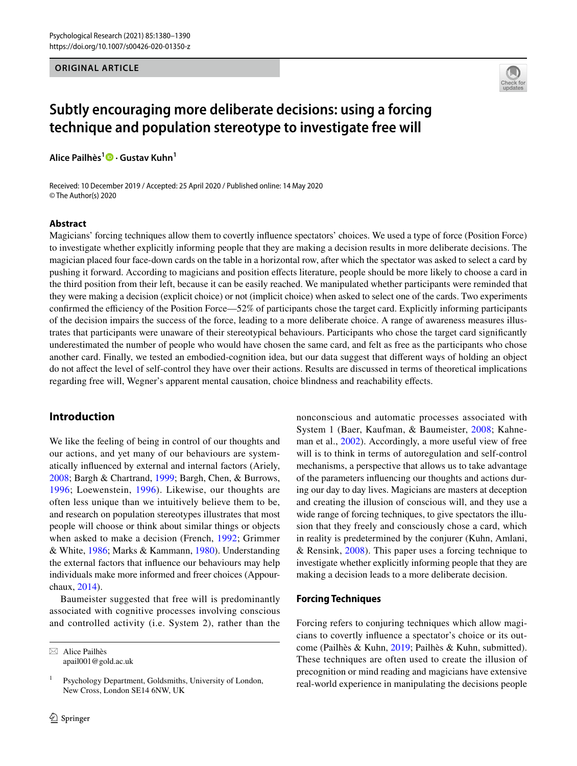ORIGINAL ARTICLE

# Subtly encouraging more deliberate decisions: using a forcing technique and population stereotype to investigate free will

**Alice Pailhès[1] · Gustav Kuhn[1]**

Received: 10 December 2019 / Accepted: 25 April 2020 / Published online: 14 May 2020
© The Author(s) 2020

## Abstract

Magicians' forcing techniques allow them to covertly influence spectators' choices. We used a type of force (Position Force) to investigate whether explicitly informing people that they are making a decision results in more deliberate decisions. The magician placed four face-down cards on the table in a horizontal row, after which the spectator was asked to select a card by pushing it forward. According to magicians and position effects literature, people should be more likely to choose a card in the third position from their left, because it can be easily reached. We manipulated whether participants were reminded that they were making a decision (explicit choice) or not (implicit choice) when asked to select one of the cards. Two experiments confirmed the efficiency of the Position Force—52% of participants chose the target card. Explicitly informing participants of the decision impairs the success of the force, leading to a more deliberate choice. A range of awareness measures illustrates that participants were unaware of their stereotypical behaviours. Participants who chose the target card significantly underestimated the number of people who would have chosen the same card, and felt as free as the participants who chose another card. Finally, we tested an embodied-cognition idea, but our data suggest that different ways of holding an object do not affect the level of self-control they have over their actions. Results are discussed in terms of theoretical implications regarding free will, Wegner's apparent mental causation, choice blindness and reachability effects.

## Introduction

We like the feeling of being in control of our thoughts and our actions, and yet many of our behaviours are systematically influenced by external and internal factors (Ariely, 2008; Bargh & Chartrand, 1999; Bargh, Chen, & Burrows, 1996; Loewenstein, 1996). Likewise, our thoughts are often less unique than we intuitively believe them to be, and research on population stereotypes illustrates that most people will choose or think about similar things or objects when asked to make a decision (French, 1992; Grimmer & White, 1986; Marks & Kammann, 1980). Understanding the external factors that influence our behaviours may help individuals make more informed and freer choices (Appourchaux, 2014).

Baumeister suggested that free will is predominantly associated with cognitive processes involving conscious and controlled activity (i.e. System 2), rather than the nonconscious and automatic processes associated with System 1 (Baer, Kaufman, & Baumeister, 2008; Kahneman et al., 2002). Accordingly, a more useful view of free will is to think in terms of autoregulation and self-control mechanisms, a perspective that allows us to take advantage of the parameters influencing our thoughts and actions during our day to day lives. Magicians are masters at deception and creating the illusion of conscious will, and they use a wide range of forcing techniques, to give spectators the illusion that they freely and consciously chose a card, which in reality is predetermined by the conjurer (Kuhn, Amlani, & Rensink, 2008). This paper uses a forcing technique to investigate whether explicitly informing people that they are making a decision leads to a more deliberate decision.

### Forcing Techniques

Forcing refers to conjuring techniques which allow magicians to covertly influence a spectator's choice or its outcome (Pailhès & Kuhn, 2019; Pailhès & Kuhn, submitted). These techniques are often used to create the illusion of precognition or mind reading and magicians have extensive real-world experience in manipulating the decisions people

---

✉ Alice Pailhès
apail001@gold.ac.uk

[1] Psychology Department, Goldsmiths, University of London, New Cross, London SE14 6NW, UK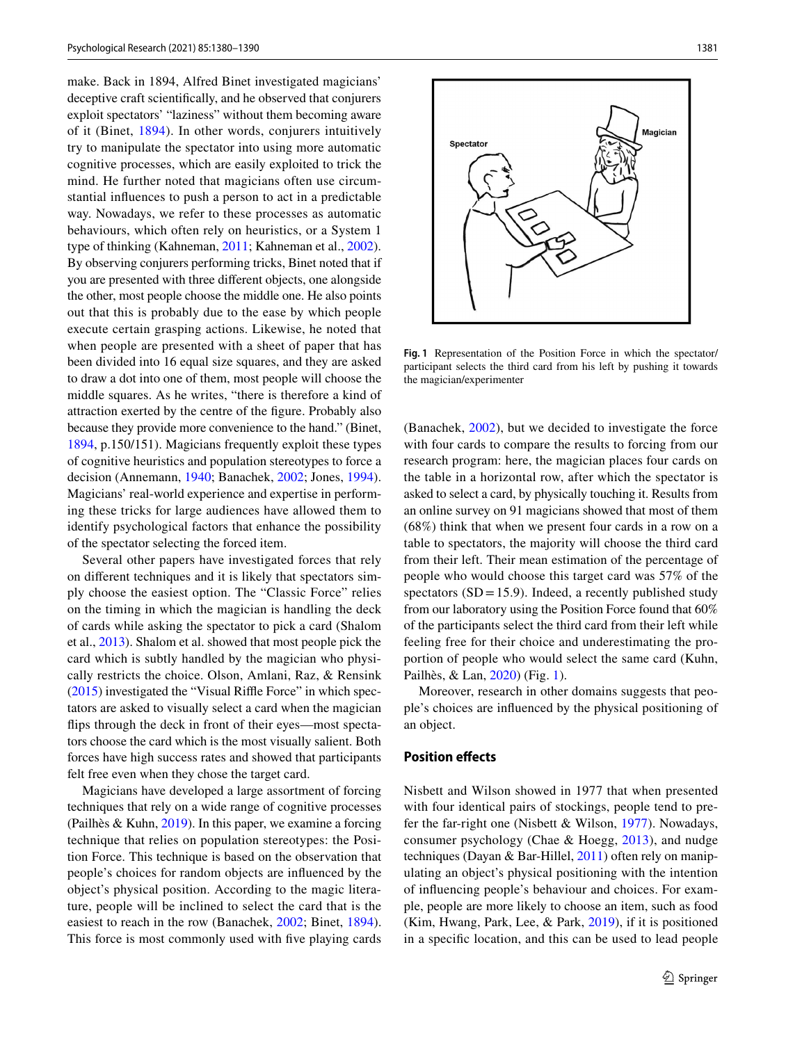make. Back in 1894, Alfred Binet investigated magicians' deceptive craft scientifically, and he observed that conjurers exploit spectators' "laziness" without them becoming aware of it (Binet, 1894). In other words, conjurers intuitively try to manipulate the spectator into using more automatic cognitive processes, which are easily exploited to trick the mind. He further noted that magicians often use circumstantial influences to push a person to act in a predictable way. Nowadays, we refer to these processes as automatic behaviours, which often rely on heuristics, or a System 1 type of thinking (Kahneman, 2011; Kahneman et al., 2002). By observing conjurers performing tricks, Binet noted that if you are presented with three different objects, one alongside the other, most people choose the middle one. He also points out that this is probably due to the ease by which people execute certain grasping actions. Likewise, he noted that when people are presented with a sheet of paper that has been divided into 16 equal size squares, and they are asked to draw a dot into one of them, most people will choose the middle squares. As he writes, "there is therefore a kind of attraction exerted by the centre of the figure. Probably also because they provide more convenience to the hand." (Binet, 1894, p.150/151). Magicians frequently exploit these types of cognitive heuristics and population stereotypes to force a decision (Annemann, 1940; Banachek, 2002; Jones, 1994). Magicians' real-world experience and expertise in performing these tricks for large audiences have allowed them to identify psychological factors that enhance the possibility of the spectator selecting the forced item.

Several other papers have investigated forces that rely on different techniques and it is likely that spectators simply choose the easiest option. The "Classic Force" relies on the timing in which the magician is handling the deck of cards while asking the spectator to pick a card (Shalom et al., 2013). Shalom et al. showed that most people pick the card which is subtly handled by the magician who physically restricts the choice. Olson, Amlani, Raz, & Rensink (2015) investigated the "Visual Riffle Force" in which spectators are asked to visually select a card when the magician flips through the deck in front of their eyes—most spectators choose the card which is the most visually salient. Both forces have high success rates and showed that participants felt free even when they chose the target card.

Magicians have developed a large assortment of forcing techniques that rely on a wide range of cognitive processes (Pailhès & Kuhn, 2019). In this paper, we examine a forcing technique that relies on population stereotypes: the Position Force. This technique is based on the observation that people's choices for random objects are influenced by the object's physical position. According to the magic literature, people will be inclined to select the card that is the easiest to reach in the row (Banachek, 2002; Binet, 1894). This force is most commonly used with five playing cards (Banachek, 2002), but we decided to investigate the force with four cards to compare the results to forcing from our research program: here, the magician places four cards on the table in a horizontal row, after which the spectator is asked to select a card, by physically touching it. Results from an online survey on 91 magicians showed that most of them (68%) think that when we present four cards in a row on a table to spectators, the majority will choose the third card from their left. Their mean estimation of the percentage of people who would choose this target card was 57% of the spectators (SD = 15.9). Indeed, a recently published study from our laboratory using the Position Force found that 60% of the participants select the third card from their left while feeling free for their choice and underestimating the proportion of people who would select the same card (Kuhn, Pailhès, & Lan, 2020) (Fig. 1).

**Fig. 1** Representation of the Position Force in which the spectator/participant selects the third card from his left by pushing it towards the magician/experimenter

Moreover, research in other domains suggests that people's choices are influenced by the physical positioning of an object.

## Position effects

Nisbett and Wilson showed in 1977 that when presented with four identical pairs of stockings, people tend to prefer the far-right one (Nisbett & Wilson, 1977). Nowadays, consumer psychology (Chae & Hoegg, 2013), and nudge techniques (Dayan & Bar-Hillel, 2011) often rely on manipulating an object's physical positioning with the intention of influencing people's behaviour and choices. For example, people are more likely to choose an item, such as food (Kim, Hwang, Park, Lee, & Park, 2019), if it is positioned in a specific location, and this can be used to lead people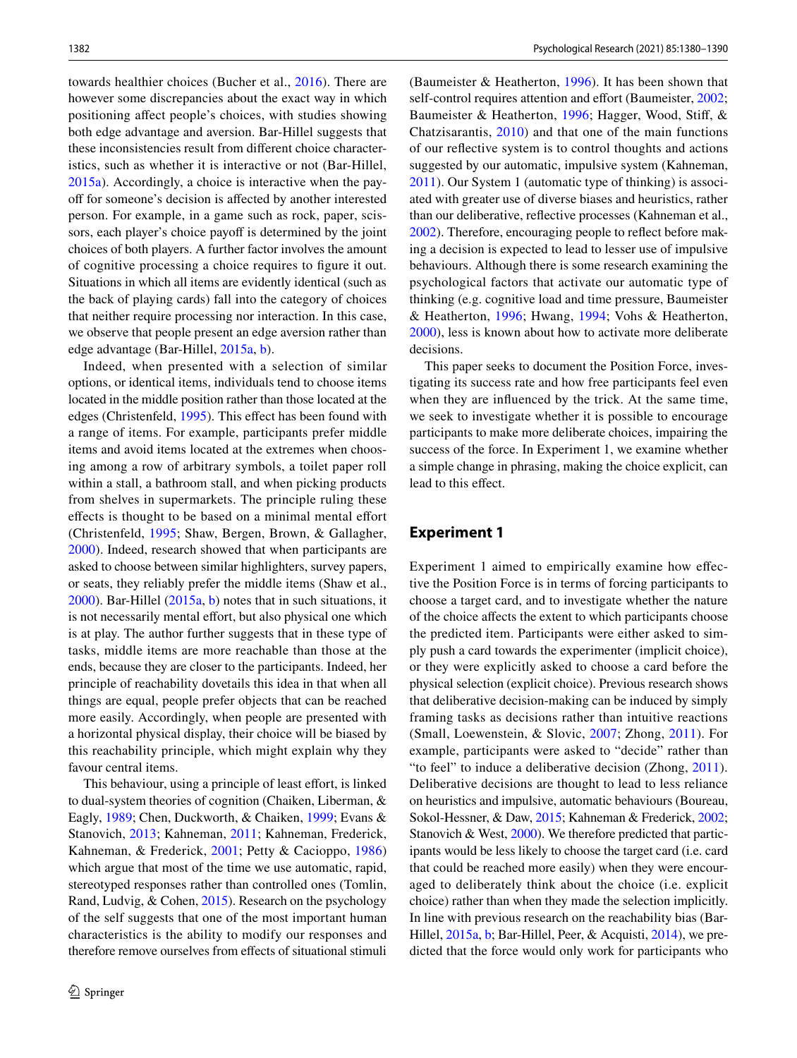towards healthier choices (Bucher et al., 2016). There are however some discrepancies about the exact way in which positioning affect people's choices, with studies showing both edge advantage and aversion. Bar-Hillel suggests that these inconsistencies result from different choice characteristics, such as whether it is interactive or not (Bar-Hillel, 2015a). Accordingly, a choice is interactive when the payoff for someone's decision is affected by another interested person. For example, in a game such as rock, paper, scissors, each player's choice payoff is determined by the joint choices of both players. A further factor involves the amount of cognitive processing a choice requires to figure it out. Situations in which all items are evidently identical (such as the back of playing cards) fall into the category of choices that neither require processing nor interaction. In this case, we observe that people present an edge aversion rather than edge advantage (Bar-Hillel, 2015a, b).

Indeed, when presented with a selection of similar options, or identical items, individuals tend to choose items located in the middle position rather than those located at the edges (Christenfeld, 1995). This effect has been found with a range of items. For example, participants prefer middle items and avoid items located at the extremes when choosing among a row of arbitrary symbols, a toilet paper roll within a stall, a bathroom stall, and when picking products from shelves in supermarkets. The principle ruling these effects is thought to be based on a minimal mental effort (Christenfeld, 1995; Shaw, Bergen, Brown, & Gallagher, 2000). Indeed, research showed that when participants are asked to choose between similar highlighters, survey papers, or seats, they reliably prefer the middle items (Shaw et al., 2000). Bar-Hillel (2015a, b) notes that in such situations, it is not necessarily mental effort, but also physical one which is at play. The author further suggests that in these type of tasks, middle items are more reachable than those at the ends, because they are closer to the participants. Indeed, her principle of reachability dovetails this idea in that when all things are equal, people prefer objects that can be reached more easily. Accordingly, when people are presented with a horizontal physical display, their choice will be biased by this reachability principle, which might explain why they favour central items.

This behaviour, using a principle of least effort, is linked to dual-system theories of cognition (Chaiken, Liberman, & Eagly, 1989; Chen, Duckworth, & Chaiken, 1999; Evans & Stanovich, 2013; Kahneman, 2011; Kahneman, Frederick, Kahneman, & Frederick, 2001; Petty & Cacioppo, 1986) which argue that most of the time we use automatic, rapid, stereotyped responses rather than controlled ones (Tomlin, Rand, Ludvig, & Cohen, 2015). Research on the psychology of the self suggests that one of the most important human characteristics is the ability to modify our responses and therefore remove ourselves from effects of situational stimuli (Baumeister & Heatherton, 1996). It has been shown that self-control requires attention and effort (Baumeister, 2002; Baumeister & Heatherton, 1996; Hagger, Wood, Stiff, & Chatzisarantis, 2010) and that one of the main functions of our reflective system is to control thoughts and actions suggested by our automatic, impulsive system (Kahneman, 2011). Our System 1 (automatic type of thinking) is associated with greater use of diverse biases and heuristics, rather than our deliberative, reflective processes (Kahneman et al., 2002). Therefore, encouraging people to reflect before making a decision is expected to lead to lesser use of impulsive behaviours. Although there is some research examining the psychological factors that activate our automatic type of thinking (e.g. cognitive load and time pressure, Baumeister & Heatherton, 1996; Hwang, 1994; Vohs & Heatherton, 2000), less is known about how to activate more deliberate decisions.

This paper seeks to document the Position Force, investigating its success rate and how free participants feel even when they are influenced by the trick. At the same time, we seek to investigate whether it is possible to encourage participants to make more deliberate choices, impairing the success of the force. In Experiment 1, we examine whether a simple change in phrasing, making the choice explicit, can lead to this effect.

## Experiment 1

Experiment 1 aimed to empirically examine how effective the Position Force is in terms of forcing participants to choose a target card, and to investigate whether the nature of the choice affects the extent to which participants choose the predicted item. Participants were either asked to simply push a card towards the experimenter (implicit choice), or they were explicitly asked to choose a card before the physical selection (explicit choice). Previous research shows that deliberative decision-making can be induced by simply framing tasks as decisions rather than intuitive reactions (Small, Loewenstein, & Slovic, 2007; Zhong, 2011). For example, participants were asked to "decide" rather than "to feel" to induce a deliberative decision (Zhong, 2011). Deliberative decisions are thought to lead to less reliance on heuristics and impulsive, automatic behaviours (Boureau, Sokol-Hessner, & Daw, 2015; Kahneman & Frederick, 2002; Stanovich & West, 2000). We therefore predicted that participants would be less likely to choose the target card (i.e. card that could be reached more easily) when they were encouraged to deliberately think about the choice (i.e. explicit choice) rather than when they made the selection implicitly. In line with previous research on the reachability bias (Bar-Hillel, 2015a, b; Bar-Hillel, Peer, & Acquisti, 2014), we predicted that the force would only work for participants who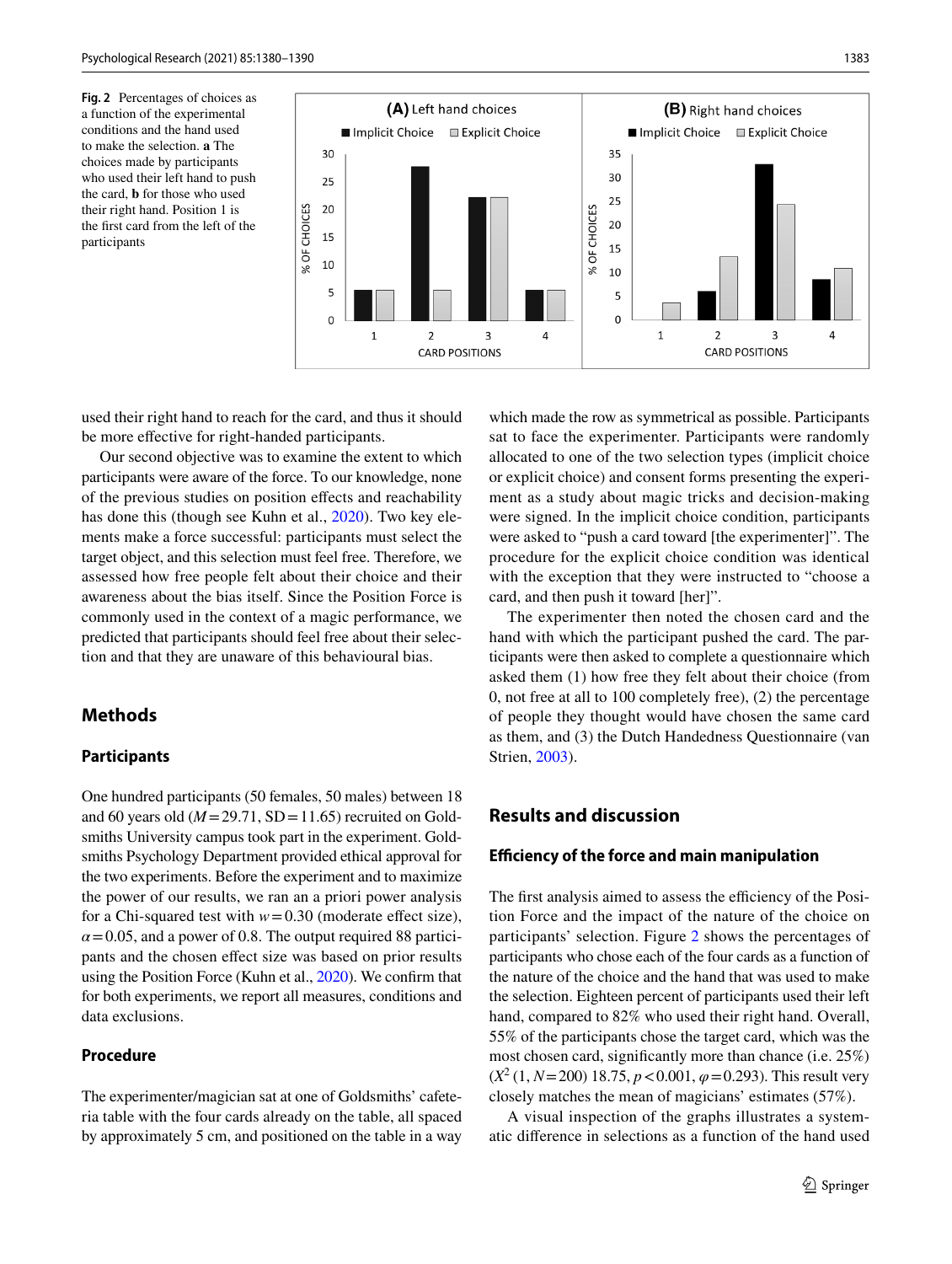Fig. 2 Percentages of choices as a function of the experimental conditions and the hand used to make the selection. **a** The choices made by participants who used their left hand to push the card, **b** for those who used their right hand. Position 1 is the first card from the left of the participants

used their right hand to reach for the card, and thus it should be more effective for right-handed participants.

Our second objective was to examine the extent to which participants were aware of the force. To our knowledge, none of the previous studies on position effects and reachability has done this (though see Kuhn et al., 2020). Two key elements make a force successful: participants must select the target object, and this selection must feel free. Therefore, we assessed how free people felt about their choice and their awareness about the bias itself. Since the Position Force is commonly used in the context of a magic performance, we predicted that participants should feel free about their selection and that they are unaware of this behavioural bias.

## Methods

### Participants

One hundred participants (50 females, 50 males) between 18 and 60 years old ($M = 29.71$, SD $= 11.65$) recruited on Goldsmiths University campus took part in the experiment. Goldsmiths Psychology Department provided ethical approval for the two experiments. Before the experiment and to maximize the power of our results, we ran an a priori power analysis for a Chi-squared test with $w = 0.30$ (moderate effect size), $\alpha = 0.05$, and a power of 0.8. The output required 88 participants and the chosen effect size was based on prior results using the Position Force (Kuhn et al., 2020). We confirm that for both experiments, we report all measures, conditions and data exclusions.

### Procedure

The experimenter/magician sat at one of Goldsmiths' cafeteria table with the four cards already on the table, all spaced by approximately 5 cm, and positioned on the table in a way which made the row as symmetrical as possible. Participants sat to face the experimenter. Participants were randomly allocated to one of the two selection types (implicit choice or explicit choice) and consent forms presenting the experiment as a study about magic tricks and decision-making were signed. In the implicit choice condition, participants were asked to "push a card toward [the experimenter]". The procedure for the explicit choice condition was identical with the exception that they were instructed to "choose a card, and then push it toward [her]".

The experimenter then noted the chosen card and the hand with which the participant pushed the card. The participants were then asked to complete a questionnaire which asked them (1) how free they felt about their choice (from 0, not free at all to 100 completely free), (2) the percentage of people they thought would have chosen the same card as them, and (3) the Dutch Handedness Questionnaire (van Strien, 2003).

## Results and discussion

### Efficiency of the force and main manipulation

The first analysis aimed to assess the efficiency of the Position Force and the impact of the nature of the choice on participants' selection. Figure 2 shows the percentages of participants who chose each of the four cards as a function of the nature of the choice and the hand that was used to make the selection. Eighteen percent of participants used their left hand, compared to 82% who used their right hand. Overall, 55% of the participants chose the target card, which was the most chosen card, significantly more than chance (i.e. 25%) ($X^2$ (1, $N = 200$) 18.75, $p < 0.001$, $\varphi = 0.293$). This result very closely matches the mean of magicians' estimates (57%).

A visual inspection of the graphs illustrates a systematic difference in selections as a function of the hand used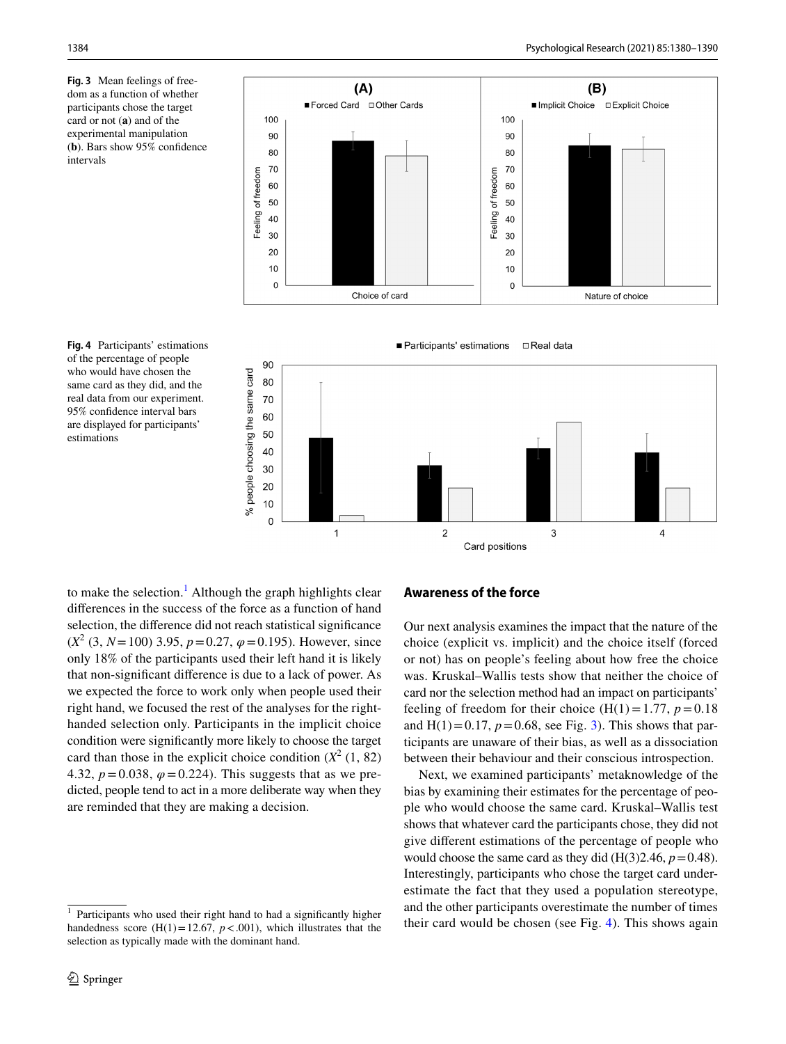**Fig. 3** Mean feelings of freedom as a function of whether participants chose the target card or not (**a**) and of the experimental manipulation (**b**). Bars show 95% confidence intervals

**Fig. 4** Participants' estimations of the percentage of people who would have chosen the same card as they did, and the real data from our experiment. 95% confidence interval bars are displayed for participants' estimations

to make the selection.[1] Although the graph highlights clear differences in the success of the force as a function of hand selection, the difference did not reach statistical significance ($X^2$ (3, $N$ = 100) 3.95, $p$ = 0.27, $\varphi$ = 0.195). However, since only 18% of the participants used their left hand it is likely that non-significant difference is due to a lack of power. As we expected the force to work only when people used their right hand, we focused the rest of the analyses for the right-handed selection only. Participants in the implicit choice condition were significantly more likely to choose the target card than those in the explicit choice condition ($X^2$ (1, 82) 4.32, $p$ = 0.038, $\varphi$ = 0.224). This suggests that as we predicted, people tend to act in a more deliberate way when they are reminded that they are making a decision.

## Awareness of the force

Our next analysis examines the impact that the nature of the choice (explicit vs. implicit) and the choice itself (forced or not) has on people's feeling about how free the choice was. Kruskal–Wallis tests show that neither the choice of card nor the selection method had an impact on participants' feeling of freedom for their choice (H(1) = 1.77, $p$ = 0.18 and H(1) = 0.17, $p$ = 0.68, see Fig. 3). This shows that participants are unaware of their bias, as well as a dissociation between their behaviour and their conscious introspection.

Next, we examined participants' metaknowledge of the bias by examining their estimates for the percentage of people who would choose the same card. Kruskal–Wallis test shows that whatever card the participants chose, they did not give different estimations of the percentage of people who would choose the same card as they did (H(3)2.46, $p$ = 0.48). Interestingly, participants who chose the target card underestimate the fact that they used a population stereotype, and the other participants overestimate the number of times their card would be chosen (see Fig. 4). This shows again

[1] Participants who used their right hand to had a significantly higher handedness score (H(1) = 12.67, $p$ < .001), which illustrates that the selection as typically made with the dominant hand.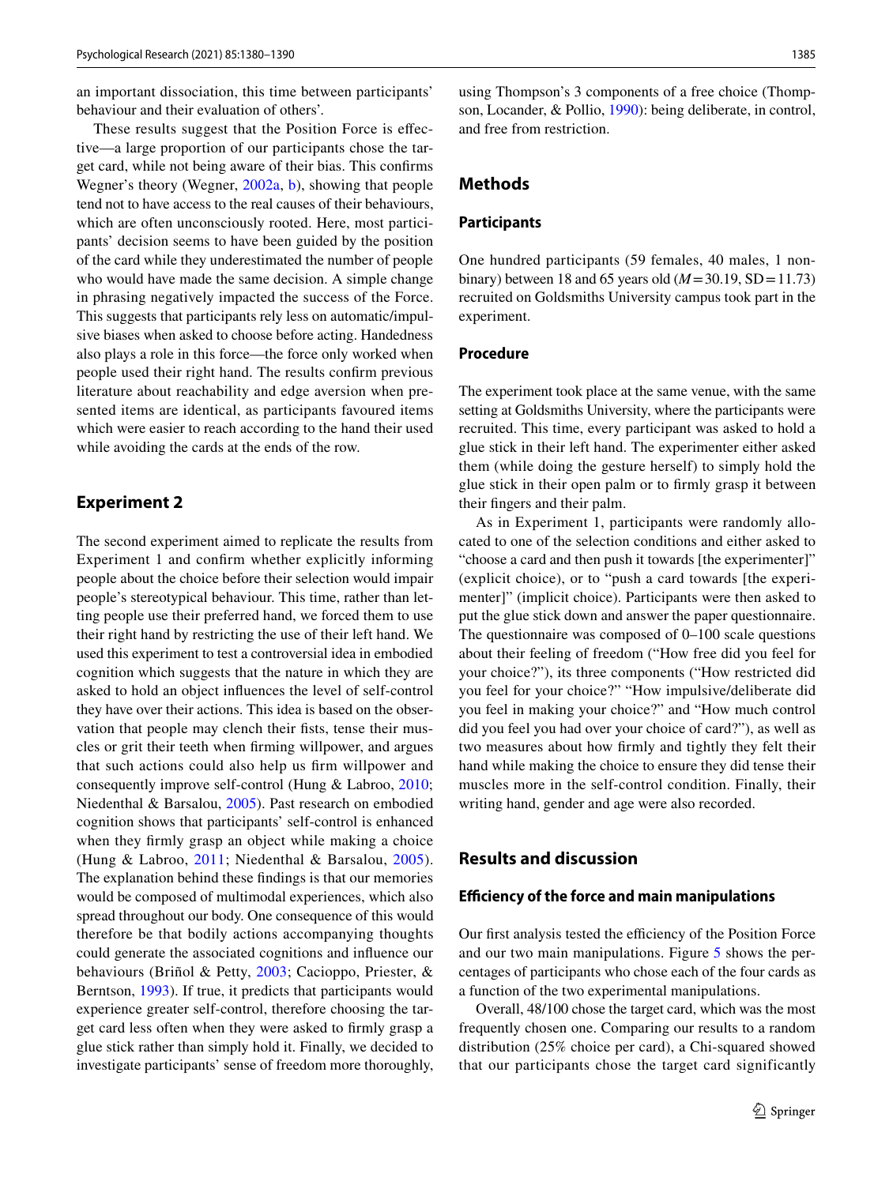an important dissociation, this time between participants' behaviour and their evaluation of others'.

These results suggest that the Position Force is effective—a large proportion of our participants chose the target card, while not being aware of their bias. This confirms Wegner's theory (Wegner, 2002a, b), showing that people tend not to have access to the real causes of their behaviours, which are often unconsciously rooted. Here, most participants' decision seems to have been guided by the position of the card while they underestimated the number of people who would have made the same decision. A simple change in phrasing negatively impacted the success of the Force. This suggests that participants rely less on automatic/impulsive biases when asked to choose before acting. Handedness also plays a role in this force—the force only worked when people used their right hand. The results confirm previous literature about reachability and edge aversion when presented items are identical, as participants favoured items which were easier to reach according to the hand their used while avoiding the cards at the ends of the row.

## Experiment 2

The second experiment aimed to replicate the results from Experiment 1 and confirm whether explicitly informing people about the choice before their selection would impair people's stereotypical behaviour. This time, rather than letting people use their preferred hand, we forced them to use their right hand by restricting the use of their left hand. We used this experiment to test a controversial idea in embodied cognition which suggests that the nature in which they are asked to hold an object influences the level of self-control they have over their actions. This idea is based on the observation that people may clench their fists, tense their muscles or grit their teeth when firming willpower, and argues that such actions could also help us firm willpower and consequently improve self-control (Hung & Labroo, 2010; Niedenthal & Barsalou, 2005). Past research on embodied cognition shows that participants' self-control is enhanced when they firmly grasp an object while making a choice (Hung & Labroo, 2011; Niedenthal & Barsalou, 2005). The explanation behind these findings is that our memories would be composed of multimodal experiences, which also spread throughout our body. One consequence of this would therefore be that bodily actions accompanying thoughts could generate the associated cognitions and influence our behaviours (Briñol & Petty, 2003; Cacioppo, Priester, & Berntson, 1993). If true, it predicts that participants would experience greater self-control, therefore choosing the target card less often when they were asked to firmly grasp a glue stick rather than simply hold it. Finally, we decided to investigate participants' sense of freedom more thoroughly, using Thompson's 3 components of a free choice (Thompson, Locander, & Pollio, 1990): being deliberate, in control, and free from restriction.

### Methods

#### Participants

One hundred participants (59 females, 40 males, 1 non-binary) between 18 and 65 years old ($M = 30.19$, $SD = 11.73$) recruited on Goldsmiths University campus took part in the experiment.

#### Procedure

The experiment took place at the same venue, with the same setting at Goldsmiths University, where the participants were recruited. This time, every participant was asked to hold a glue stick in their left hand. The experimenter either asked them (while doing the gesture herself) to simply hold the glue stick in their open palm or to firmly grasp it between their fingers and their palm.

As in Experiment 1, participants were randomly allocated to one of the selection conditions and either asked to "choose a card and then push it towards [the experimenter]" (explicit choice), or to "push a card towards [the experimenter]" (implicit choice). Participants were then asked to put the glue stick down and answer the paper questionnaire. The questionnaire was composed of 0–100 scale questions about their feeling of freedom ("How free did you feel for your choice?"), its three components ("How restricted did you feel for your choice?" "How impulsive/deliberate did you feel in making your choice?" and "How much control did you feel you had over your choice of card?"), as well as two measures about how firmly and tightly they felt their hand while making the choice to ensure they did tense their muscles more in the self-control condition. Finally, their writing hand, gender and age were also recorded.

### Results and discussion

#### Efficiency of the force and main manipulations

Our first analysis tested the efficiency of the Position Force and our two main manipulations. Figure 5 shows the percentages of participants who chose each of the four cards as a function of the two experimental manipulations.

Overall, 48/100 chose the target card, which was the most frequently chosen one. Comparing our results to a random distribution (25% choice per card), a Chi-squared showed that our participants chose the target card significantly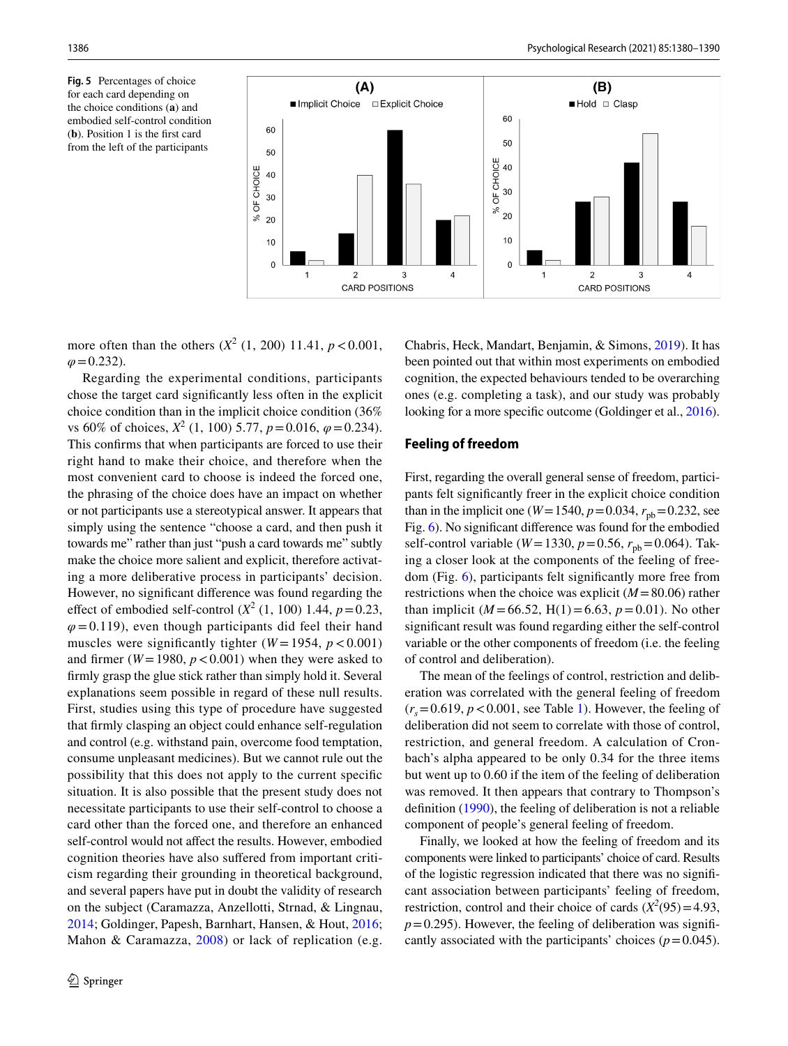Fig. 5 Percentages of choice for each card depending on the choice conditions (**a**) and embodied self-control condition (**b**). Position 1 is the first card from the left of the participants

more often than the others ($X^2$ (1, 200) 11.41, $p < 0.001$, $\varphi = 0.232$).

Regarding the experimental conditions, participants chose the target card significantly less often in the explicit choice condition than in the implicit choice condition (36% vs 60% of choices, $X^2$ (1, 100) 5.77, $p = 0.016$, $\varphi = 0.234$). This confirms that when participants are forced to use their right hand to make their choice, and therefore when the most convenient card to choose is indeed the forced one, the phrasing of the choice does have an impact on whether or not participants use a stereotypical answer. It appears that simply using the sentence "choose a card, and then push it towards me" rather than just "push a card towards me" subtly make the choice more salient and explicit, therefore activating a more deliberative process in participants' decision. However, no significant difference was found regarding the effect of embodied self-control ($X^2$ (1, 100) 1.44, $p = 0.23$, $\varphi = 0.119$), even though participants did feel their hand muscles were significantly tighter ($W = 1954$, $p < 0.001$) and firmer ($W = 1980$, $p < 0.001$) when they were asked to firmly grasp the glue stick rather than simply hold it. Several explanations seem possible in regard of these null results. First, studies using this type of procedure have suggested that firmly clasping an object could enhance self-regulation and control (e.g. withstand pain, overcome food temptation, consume unpleasant medicines). But we cannot rule out the possibility that this does not apply to the current specific situation. It is also possible that the present study does not necessitate participants to use their self-control to choose a card other than the forced one, and therefore an enhanced self-control would not affect the results. However, embodied cognition theories have also suffered from important criticism regarding their grounding in theoretical background, and several papers have put in doubt the validity of research on the subject (Caramazza, Anzellotti, Strnad, & Lingnau, 2014; Goldinger, Papesh, Barnhart, Hansen, & Hout, 2016; Mahon & Caramazza, 2008) or lack of replication (e.g. Chabris, Heck, Mandart, Benjamin, & Simons, 2019). It has been pointed out that within most experiments on embodied cognition, the expected behaviours tended to be overarching ones (e.g. completing a task), and our study was probably looking for a more specific outcome (Goldinger et al., 2016).

## Feeling of freedom

First, regarding the overall general sense of freedom, participants felt significantly freer in the explicit choice condition than in the implicit one ($W = 1540$, $p = 0.034$, $r_{pb} = 0.232$, see Fig. 6). No significant difference was found for the embodied self-control variable ($W = 1330$, $p = 0.56$, $r_{pb} = 0.064$). Taking a closer look at the components of the feeling of freedom (Fig. 6), participants felt significantly more free from restrictions when the choice was explicit ($M = 80.06$) rather than implicit ($M = 66.52$, H(1) $= 6.63$, $p = 0.01$). No other significant result was found regarding either the self-control variable or the other components of freedom (i.e. the feeling of control and deliberation).

The mean of the feelings of control, restriction and deliberation was correlated with the general feeling of freedom ($r_s = 0.619$, $p < 0.001$, see Table 1). However, the feeling of deliberation did not seem to correlate with those of control, restriction, and general freedom. A calculation of Cronbach's alpha appeared to be only 0.34 for the three items but went up to 0.60 if the item of the feeling of deliberation was removed. It then appears that contrary to Thompson's definition (1990), the feeling of deliberation is not a reliable component of people's general feeling of freedom.

Finally, we looked at how the feeling of freedom and its components were linked to participants' choice of card. Results of the logistic regression indicated that there was no significant association between participants' feeling of freedom, restriction, control and their choice of cards ($X^2(95) = 4.93$, $p = 0.295$). However, the feeling of deliberation was significantly associated with the participants' choices ($p = 0.045$).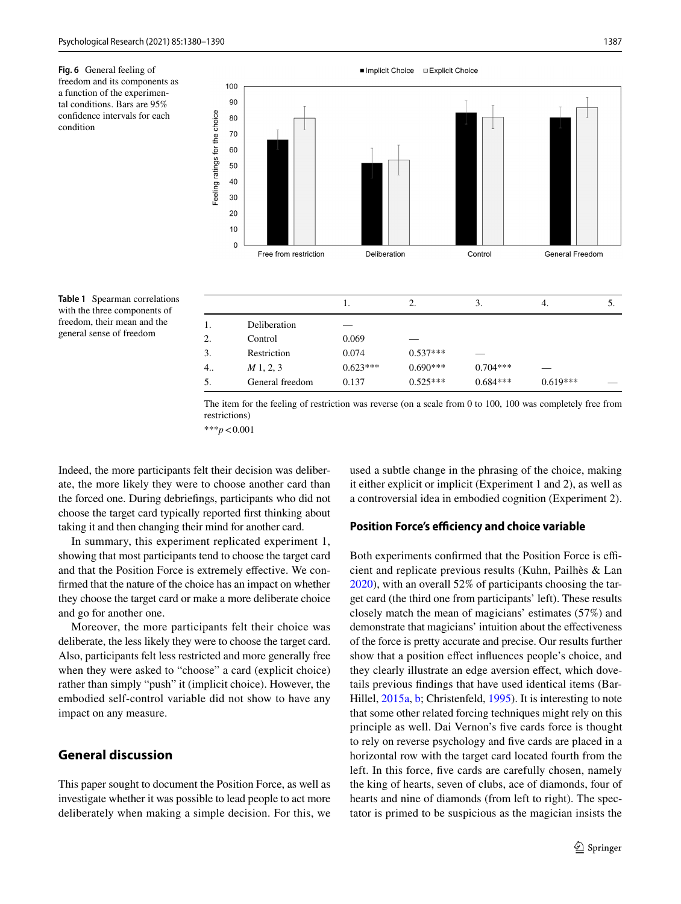**Fig. 6** General feeling of freedom and its components as a function of the experimental conditions. Bars are 95% confidence intervals for each condition

**Table 1** Spearman correlations with the three components of freedom, their mean and the general sense of freedom

| | | 1. | 2. | 3. | 4. | 5. |
|---|---|---|---|---|---|---|
| 1. | Deliberation | — | | | | |
| 2. | Control | 0.069 | — | | | |
| 3. | Restriction | 0.074 | 0.537*** | — | | |
| 4.. | *M* 1, 2, 3 | 0.623*** | 0.690*** | 0.704*** | — | |
| 5. | General freedom | 0.137 | 0.525*** | 0.684*** | 0.619*** | — |

The item for the feeling of restriction was reverse (on a scale from 0 to 100, 100 was completely free from restrictions)

***$p < 0.001$

Indeed, the more participants felt their decision was deliberate, the more likely they were to choose another card than the forced one. During debriefings, participants who did not choose the target card typically reported first thinking about taking it and then changing their mind for another card.

In summary, this experiment replicated experiment 1, showing that most participants tend to choose the target card and that the Position Force is extremely effective. We confirmed that the nature of the choice has an impact on whether they choose the target card or make a more deliberate choice and go for another one.

Moreover, the more participants felt their choice was deliberate, the less likely they were to choose the target card. Also, participants felt less restricted and more generally free when they were asked to "choose" a card (explicit choice) rather than simply "push" it (implicit choice). However, the embodied self-control variable did not show to have any impact on any measure.

## General discussion

This paper sought to document the Position Force, as well as investigate whether it was possible to lead people to act more deliberately when making a simple decision. For this, we used a subtle change in the phrasing of the choice, making it either explicit or implicit (Experiment 1 and 2), as well as a controversial idea in embodied cognition (Experiment 2).

### Position Force's efficiency and choice variable

Both experiments confirmed that the Position Force is efficient and replicate previous results (Kuhn, Pailhès & Lan 2020), with an overall 52% of participants choosing the target card (the third one from participants' left). These results closely match the mean of magicians' estimates (57%) and demonstrate that magicians' intuition about the effectiveness of the force is pretty accurate and precise. Our results further show that a position effect influences people's choice, and they clearly illustrate an edge aversion effect, which dovetails previous findings that have used identical items (Bar-Hillel, 2015a, b; Christenfeld, 1995). It is interesting to note that some other related forcing techniques might rely on this principle as well. Dai Vernon's five cards force is thought to rely on reverse psychology and five cards are placed in a horizontal row with the target card located fourth from the left. In this force, five cards are carefully chosen, namely the king of hearts, seven of clubs, ace of diamonds, four of hearts and nine of diamonds (from left to right). The spectator is primed to be suspicious as the magician insists the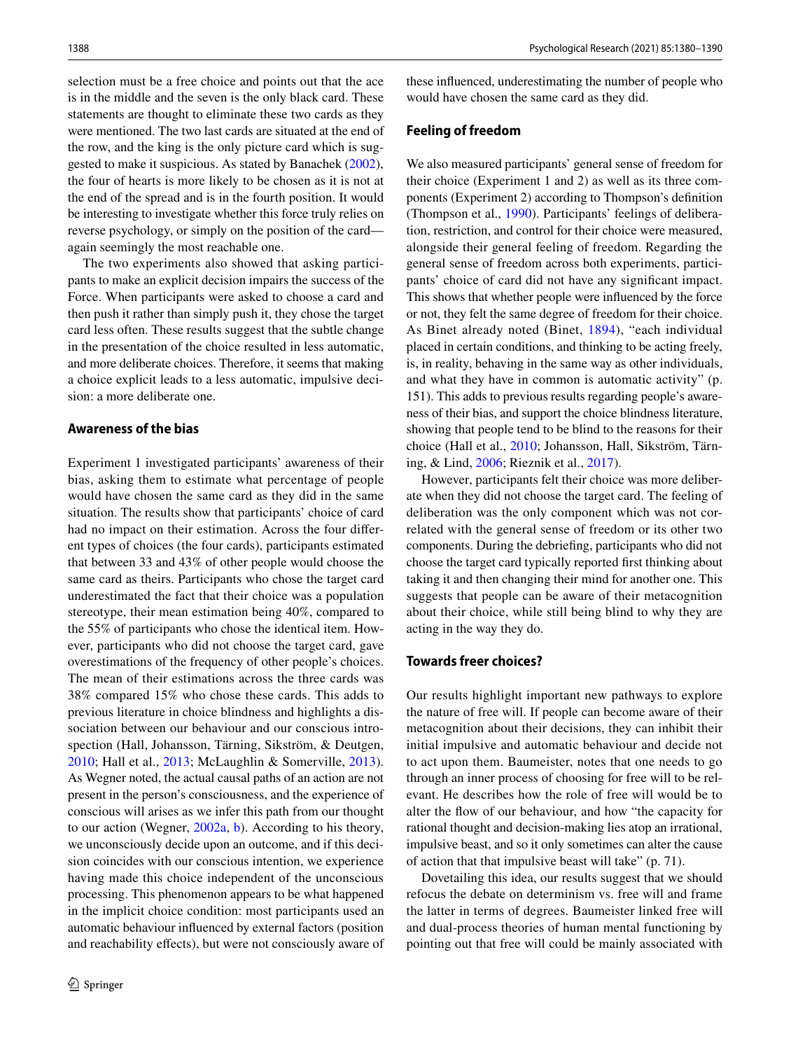selection must be a free choice and points out that the ace is in the middle and the seven is the only black card. These statements are thought to eliminate these two cards as they were mentioned. The two last cards are situated at the end of the row, and the king is the only picture card which is suggested to make it suspicious. As stated by Banachek (2002), the four of hearts is more likely to be chosen as it is not at the end of the spread and is in the fourth position. It would be interesting to investigate whether this force truly relies on reverse psychology, or simply on the position of the card—again seemingly the most reachable one.

The two experiments also showed that asking participants to make an explicit decision impairs the success of the Force. When participants were asked to choose a card and then push it rather than simply push it, they chose the target card less often. These results suggest that the subtle change in the presentation of the choice resulted in less automatic, and more deliberate choices. Therefore, it seems that making a choice explicit leads to a less automatic, impulsive decision: a more deliberate one.

### Awareness of the bias

Experiment 1 investigated participants' awareness of their bias, asking them to estimate what percentage of people would have chosen the same card as they did in the same situation. The results show that participants' choice of card had no impact on their estimation. Across the four different types of choices (the four cards), participants estimated that between 33 and 43% of other people would choose the same card as theirs. Participants who chose the target card underestimated the fact that their choice was a population stereotype, their mean estimation being 40%, compared to the 55% of participants who chose the identical item. However, participants who did not choose the target card, gave overestimations of the frequency of other people's choices. The mean of their estimations across the three cards was 38% compared 15% who chose these cards. This adds to previous literature in choice blindness and highlights a dissociation between our behaviour and our conscious introspection (Hall, Johansson, Tärning, Sikström, & Deutgen, 2010; Hall et al., 2013; McLaughlin & Somerville, 2013). As Wegner noted, the actual causal paths of an action are not present in the person's consciousness, and the experience of conscious will arises as we infer this path from our thought to our action (Wegner, 2002a, b). According to his theory, we unconsciously decide upon an outcome, and if this decision coincides with our conscious intention, we experience having made this choice independent of the unconscious processing. This phenomenon appears to be what happened in the implicit choice condition: most participants used an automatic behaviour influenced by external factors (position and reachability effects), but were not consciously aware of these influenced, underestimating the number of people who would have chosen the same card as they did.

### Feeling of freedom

We also measured participants' general sense of freedom for their choice (Experiment 1 and 2) as well as its three components (Experiment 2) according to Thompson's definition (Thompson et al., 1990). Participants' feelings of deliberation, restriction, and control for their choice were measured, alongside their general feeling of freedom. Regarding the general sense of freedom across both experiments, participants' choice of card did not have any significant impact. This shows that whether people were influenced by the force or not, they felt the same degree of freedom for their choice. As Binet already noted (Binet, 1894), "each individual placed in certain conditions, and thinking to be acting freely, is, in reality, behaving in the same way as other individuals, and what they have in common is automatic activity" (p. 151). This adds to previous results regarding people's awareness of their bias, and support the choice blindness literature, showing that people tend to be blind to the reasons for their choice (Hall et al., 2010; Johansson, Hall, Sikström, Tärning, & Lind, 2006; Rieznik et al., 2017).

However, participants felt their choice was more deliberate when they did not choose the target card. The feeling of deliberation was the only component which was not correlated with the general sense of freedom or its other two components. During the debriefing, participants who did not choose the target card typically reported first thinking about taking it and then changing their mind for another one. This suggests that people can be aware of their metacognition about their choice, while still being blind to why they are acting in the way they do.

### Towards freer choices?

Our results highlight important new pathways to explore the nature of free will. If people can become aware of their metacognition about their decisions, they can inhibit their initial impulsive and automatic behaviour and decide not to act upon them. Baumeister, notes that one needs to go through an inner process of choosing for free will to be relevant. He describes how the role of free will would be to alter the flow of our behaviour, and how "the capacity for rational thought and decision-making lies atop an irrational, impulsive beast, and so it only sometimes can alter the cause of action that that impulsive beast will take" (p. 71).

Dovetailing this idea, our results suggest that we should refocus the debate on determinism vs. free will and frame the latter in terms of degrees. Baumeister linked free will and dual-process theories of human mental functioning by pointing out that free will could be mainly associated with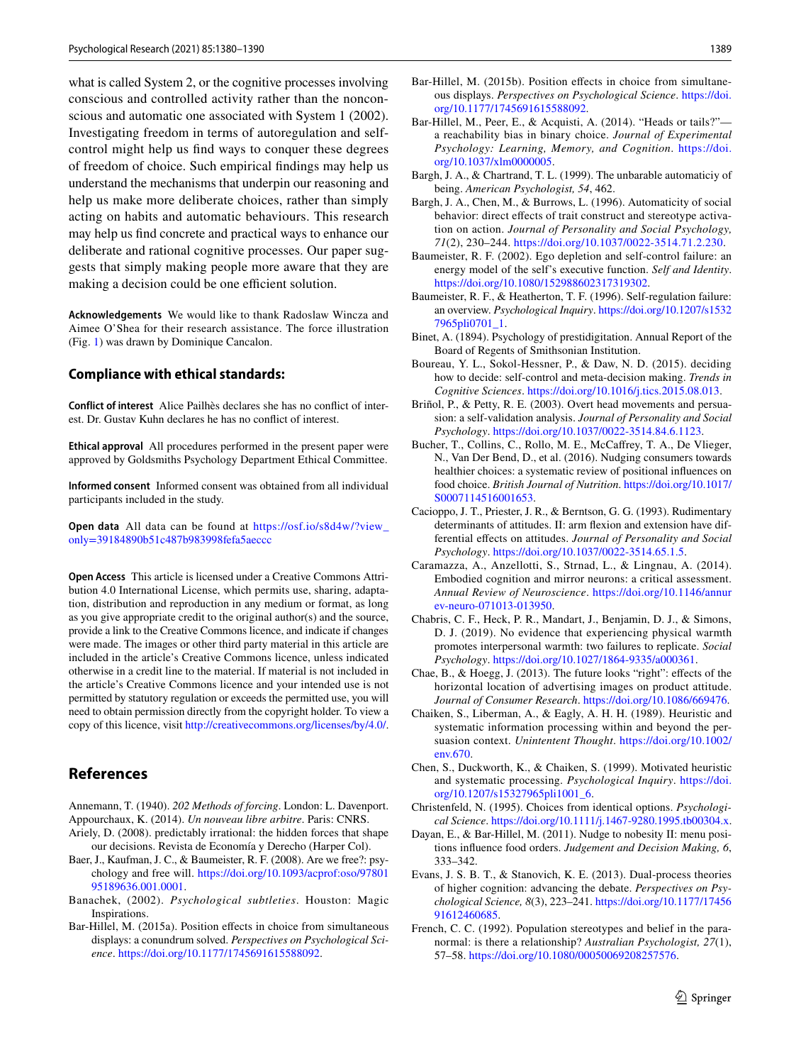what is called System 2, or the cognitive processes involving conscious and controlled activity rather than the nonconscious and automatic one associated with System 1 (2002). Investigating freedom in terms of autoregulation and self-control might help us find ways to conquer these degrees of freedom of choice. Such empirical findings may help us understand the mechanisms that underpin our reasoning and help us make more deliberate choices, rather than simply acting on habits and automatic behaviours. This research may help us find concrete and practical ways to enhance our deliberate and rational cognitive processes. Our paper suggests that simply making people more aware that they are making a decision could be one efficient solution.

**Acknowledgements** We would like to thank Radoslaw Wincza and Aimee O'Shea for their research assistance. The force illustration (Fig. 1) was drawn by Dominique Cancalon.

### Compliance with ethical standards:

**Conflict of interest** Alice Pailhès declares she has no conflict of interest. Dr. Gustav Kuhn declares he has no conflict of interest.

**Ethical approval** All procedures performed in the present paper were approved by Goldsmiths Psychology Department Ethical Committee.

**Informed consent** Informed consent was obtained from all individual participants included in the study.

**Open data** All data can be found at https://osf.io/s8d4w/?view_only=39184890b51c487b983998fefa5aeccc

**Open Access** This article is licensed under a Creative Commons Attribution 4.0 International License, which permits use, sharing, adaptation, distribution and reproduction in any medium or format, as long as you give appropriate credit to the original author(s) and the source, provide a link to the Creative Commons licence, and indicate if changes were made. The images or other third party material in this article are included in the article's Creative Commons licence, unless indicated otherwise in a credit line to the material. If material is not included in the article's Creative Commons licence and your intended use is not permitted by statutory regulation or exceeds the permitted use, you will need to obtain permission directly from the copyright holder. To view a copy of this licence, visit http://creativecommons.org/licenses/by/4.0/.

## References

Annemann, T. (1940). *202 Methods of forcing*. London: L. Davenport.

Appourchaux, K. (2014). *Un nouveau libre arbitre*. Paris: CNRS.

Ariely, D. (2008). predictably irrational: the hidden forces that shape our decisions. Revista de Economía y Derecho (Harper Col).

Baer, J., Kaufman, J. C., & Baumeister, R. F. (2008). Are we free?: psychology and free will. https://doi.org/10.1093/acprof:oso/9780195189636.001.0001.

Banachek, (2002). *Psychological subtleties*. Houston: Magic Inspirations.

Bar-Hillel, M. (2015a). Position effects in choice from simultaneous displays: a conundrum solved. *Perspectives on Psychological Science*. https://doi.org/10.1177/1745691615588092.

Bar-Hillel, M. (2015b). Position effects in choice from simultaneous displays. *Perspectives on Psychological Science*. https://doi.org/10.1177/1745691615588092.

Bar-Hillel, M., Peer, E., & Acquisti, A. (2014). "Heads or tails?"—a reachability bias in binary choice. *Journal of Experimental Psychology: Learning, Memory, and Cognition*. https://doi.org/10.1037/xlm0000005.

Bargh, J. A., & Chartrand, T. L. (1999). The unbarable automaticiy of being. *American Psychologist, 54*, 462.

Bargh, J. A., Chen, M., & Burrows, L. (1996). Automaticity of social behavior: direct effects of trait construct and stereotype activation on action. *Journal of Personality and Social Psychology, 71*(2), 230–244. https://doi.org/10.1037/0022-3514.71.2.230.

Baumeister, R. F. (2002). Ego depletion and self-control failure: an energy model of the self's executive function. *Self and Identity*. https://doi.org/10.1080/152988602317319302.

Baumeister, R. F., & Heatherton, T. F. (1996). Self-regulation failure: an overview. *Psychological Inquiry*. https://doi.org/10.1207/s15327965pli0701_1.

Binet, A. (1894). Psychology of prestidigitation. Annual Report of the Board of Regents of Smithsonian Institution.

Boureau, Y. L., Sokol-Hessner, P., & Daw, N. D. (2015). deciding how to decide: self-control and meta-decision making. *Trends in Cognitive Sciences*. https://doi.org/10.1016/j.tics.2015.08.013.

Briñol, P., & Petty, R. E. (2003). Overt head movements and persuasion: a self-validation analysis. *Journal of Personality and Social Psychology*. https://doi.org/10.1037/0022-3514.84.6.1123.

Bucher, T., Collins, C., Rollo, M. E., McCaffrey, T. A., De Vlieger, N., Van Der Bend, D., et al. (2016). Nudging consumers towards healthier choices: a systematic review of positional influences on food choice. *British Journal of Nutrition*. https://doi.org/10.1017/S0007114516001653.

Cacioppo, J. T., Priester, J. R., & Berntson, G. G. (1993). Rudimentary determinants of attitudes. II: arm flexion and extension have differential effects on attitudes. *Journal of Personality and Social Psychology*. https://doi.org/10.1037/0022-3514.65.1.5.

Caramazza, A., Anzellotti, S., Strnad, L., & Lingnau, A. (2014). Embodied cognition and mirror neurons: a critical assessment. *Annual Review of Neuroscience*. https://doi.org/10.1146/annurev-neuro-071013-013950.

Chabris, C. F., Heck, P. R., Mandart, J., Benjamin, D. J., & Simons, D. J. (2019). No evidence that experiencing physical warmth promotes interpersonal warmth: two failures to replicate. *Social Psychology*. https://doi.org/10.1027/1864-9335/a000361.

Chae, B., & Hoegg, J. (2013). The future looks "right": effects of the horizontal location of advertising images on product attitude. *Journal of Consumer Research*. https://doi.org/10.1086/669476.

Chaiken, S., Liberman, A., & Eagly, A. H. H. (1989). Heuristic and systematic information processing within and beyond the persuasion context. *Unintentent Thought*. https://doi.org/10.1002/env.670.

Chen, S., Duckworth, K., & Chaiken, S. (1999). Motivated heuristic and systematic processing. *Psychological Inquiry*. https://doi.org/10.1207/s15327965pli1001_6.

Christenfeld, N. (1995). Choices from identical options. *Psychological Science*. https://doi.org/10.1111/j.1467-9280.1995.tb00304.x.

Dayan, E., & Bar-Hillel, M. (2011). Nudge to nobesity II: menu positions influence food orders. *Judgement and Decision Making, 6*, 333–342.

Evans, J. S. B. T., & Stanovich, K. E. (2013). Dual-process theories of higher cognition: advancing the debate. *Perspectives on Psychological Science, 8*(3), 223–241. https://doi.org/10.1177/1745691612460685.

French, C. C. (1992). Population stereotypes and belief in the paranormal: is there a relationship? *Australian Psychologist, 27*(1), 57–58. https://doi.org/10.1080/00050069208257576.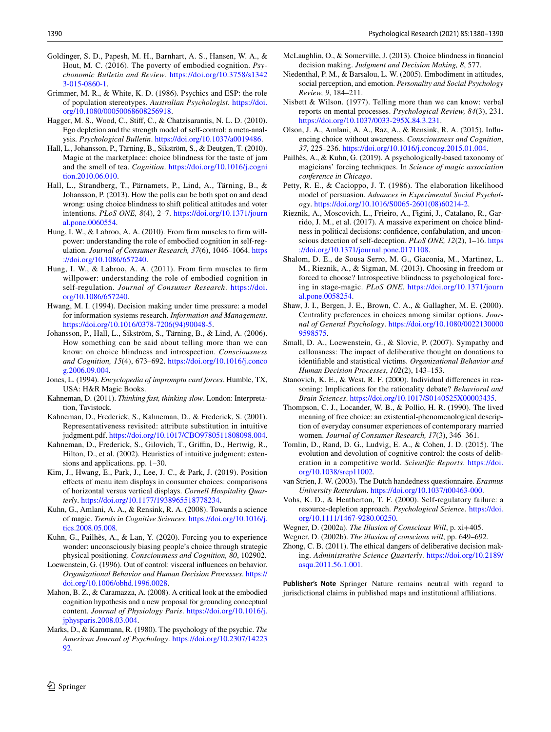Goldinger, S. D., Papesh, M. H., Barnhart, A. S., Hansen, W. A., & Hout, M. C. (2016). The poverty of embodied cognition. *Psychonomic Bulletin and Review*. https://doi.org/10.3758/s13423-015-0860-1.

Grimmer, M. R., & White, K. D. (1986). Psychics and ESP: the role of population stereotypes. *Australian Psychologist*. https://doi.org/10.1080/00050068608256918.

Hagger, M. S., Wood, C., Stiff, C., & Chatzisarantis, N. L. D. (2010). Ego depletion and the strength model of self-control: a meta-analysis. *Psychological Bulletin*. https://doi.org/10.1037/a0019486.

Hall, L., Johansson, P., Tärning, B., Sikström, S., & Deutgen, T. (2010). Magic at the marketplace: choice blindness for the taste of jam and the smell of tea. *Cognition*. https://doi.org/10.1016/j.cognition.2010.06.010.

Hall, L., Strandberg, T., Pärnamets, P., Lind, A., Tärning, B., & Johansson, P. (2013). How the polls can be both spot on and dead wrong: using choice blindness to shift political attitudes and voter intentions. *PLoS ONE, 8*(4), 2–7. https://doi.org/10.1371/journal.pone.0060554.

Hung, I. W., & Labroo, A. A. (2010). From firm muscles to firm willpower: understanding the role of embodied cognition in self-regulation. *Journal of Consumer Research, 37*(6), 1046–1064. https://doi.org/10.1086/657240.

Hung, I. W., & Labroo, A. A. (2011). From firm muscles to firm willpower: understanding the role of embodied cognition in self-regulation. *Journal of Consumer Research*. https://doi.org/10.1086/657240.

Hwang, M. I. (1994). Decision making under time pressure: a model for information systems research. *Information and Management*. https://doi.org/10.1016/0378-7206(94)90048-5.

Johansson, P., Hall, L., Sikström, S., Tärning, B., & Lind, A. (2006). How something can be said about telling more than we can know: on choice blindness and introspection. *Consciousness and Cognition, 15*(4), 673–692. https://doi.org/10.1016/j.concog.2006.09.004.

Jones, L. (1994). *Encyclopedia of impromptu card forces*. Humble, TX, USA: H&R Magic Books.

Kahneman, D. (2011). *Thinking fast, thinking slow*. London: Interpretation, Tavistock.

Kahneman, D., Frederick, S., Kahneman, D., & Frederick, S. (2001). Representativeness revisited: attribute substitution in intuitive judgment.pdf. https://doi.org/10.1017/CBO9780511808098.004.

Kahneman, D., Frederick, S., Gilovich, T., Griffin, D., Hertwig, R., Hilton, D., et al. (2002). Heuristics of intuitive judgment: extensions and applications. pp. 1–30.

Kim, J., Hwang, E., Park, J., Lee, J. C., & Park, J. (2019). Position effects of menu item displays in consumer choices: comparisons of horizontal versus vertical displays. *Cornell Hospitality Quarterly*. https://doi.org/10.1177/1938965518778234.

Kuhn, G., Amlani, A. A., & Rensink, R. A. (2008). Towards a science of magic. *Trends in Cognitive Sciences*. https://doi.org/10.1016/j.tics.2008.05.008.

Kuhn, G., Pailhès, A., & Lan, Y. (2020). Forcing you to experience wonder: unconsciously biasing people's choice through strategic physical positioning. *Consciousness and Cognition, 80*, 102902.

Loewenstein, G. (1996). Out of control: visceral influences on behavior. *Organizational Behavior and Human Decision Processes*. https://doi.org/10.1006/obhd.1996.0028.

Mahon, B. Z., & Caramazza, A. (2008). A critical look at the embodied cognition hypothesis and a new proposal for grounding conceptual content. *Journal of Physiology Paris*. https://doi.org/10.1016/j.jphysparis.2008.03.004.

Marks, D., & Kammann, R. (1980). The psychology of the psychic. *The American Journal of Psychology*. https://doi.org/10.2307/1422392.

McLaughlin, O., & Somerville, J. (2013). Choice blindness in financial decision making. *Judgment and Decision Making, 8*, 577.

Niedenthal, P. M., & Barsalou, L. W. (2005). Embodiment in attitudes, social perception, and emotion. *Personality and Social Psychology Review, 9*, 184–211.

Nisbett & Wilson. (1977). Telling more than we can know: verbal reports on mental processes. *Psychological Review, 84*(3), 231. https://doi.org/10.1037/0033-295X.84.3.231.

Olson, J. A., Amlani, A. A., Raz, A., & Rensink, R. A. (2015). Influencing choice without awareness. *Consciousness and Cognition, 37*, 225–236. https://doi.org/10.1016/j.concog.2015.01.004.

Pailhès, A., & Kuhn, G. (2019). A psychologically-based taxonomy of magicians' forcing techniques. In *Science of magic association conference in Chicago*.

Petty, R. E., & Cacioppo, J. T. (1986). The elaboration likelihood model of persuasion. *Advances in Experimental Social Psychology*. https://doi.org/10.1016/S0065-2601(08)60214-2.

Rieznik, A., Moscovich, L., Frieiro, A., Figini, J., Catalano, R., Garrido, J. M., et al. (2017). A massive experiment on choice blindness in political decisions: confidence, confabulation, and unconscious detection of self-deception. *PLoS ONE, 12*(2), 1–16. https://doi.org/10.1371/journal.pone.0171108.

Shalom, D. E., de Sousa Serro, M. G., Giaconia, M., Martinez, L. M., Rieznik, A., & Sigman, M. (2013). Choosing in freedom or forced to choose? Introspective blindness to psychological forcing in stage-magic. *PLoS ONE*. https://doi.org/10.1371/journal.pone.0058254.

Shaw, J. I., Bergen, J. E., Brown, C. A., & Gallagher, M. E. (2000). Centrality preferences in choices among similar options. *Journal of General Psychology*. https://doi.org/10.1080/00221300009598575.

Small, D. A., Loewenstein, G., & Slovic, P. (2007). Sympathy and callousness: The impact of deliberative thought on donations to identifiable and statistical victims. *Organizational Behavior and Human Decision Processes*, *102*(2), 143–153.

Stanovich, K. E., & West, R. F. (2000). Individual differences in reasoning: Implications for the rationality debate? *Behavioral and Brain Sciences*. https://doi.org/10.1017/S0140525X00003435.

Thompson, C. J., Locander, W. B., & Pollio, H. R. (1990). The lived meaning of free choice: an existential-phenomenological description of everyday consumer experiences of contemporary married women. *Journal of Consumer Research, 17*(3), 346–361.

Tomlin, D., Rand, D. G., Ludvig, E. A., & Cohen, J. D. (2015). The evolution and devolution of cognitive control: the costs of deliberation in a competitive world. *Scientific Reports*. https://doi.org/10.1038/srep11002.

van Strien, J. W. (2003). The Dutch handedness questionnaire. *Erasmus University Rotterdam*. https://doi.org/10.1037/t00463-000.

Vohs, K. D., & Heatherton, T. F. (2000). Self-regulatory failure: a resource-depletion approach. *Psychological Science*. https://doi.org/10.1111/1467-9280.00250.

Wegner, D. (2002a). *The Illusion of Conscious Will*, p. xi+405.

Wegner, D. (2002b). *The illusion of conscious will*, pp. 649–692.

Zhong, C. B. (2011). The ethical dangers of deliberative decision making. *Administrative Science Quarterly*. https://doi.org/10.2189/asqu.2011.56.1.001.

**Publisher's Note** Springer Nature remains neutral with regard to jurisdictional claims in published maps and institutional affiliations.